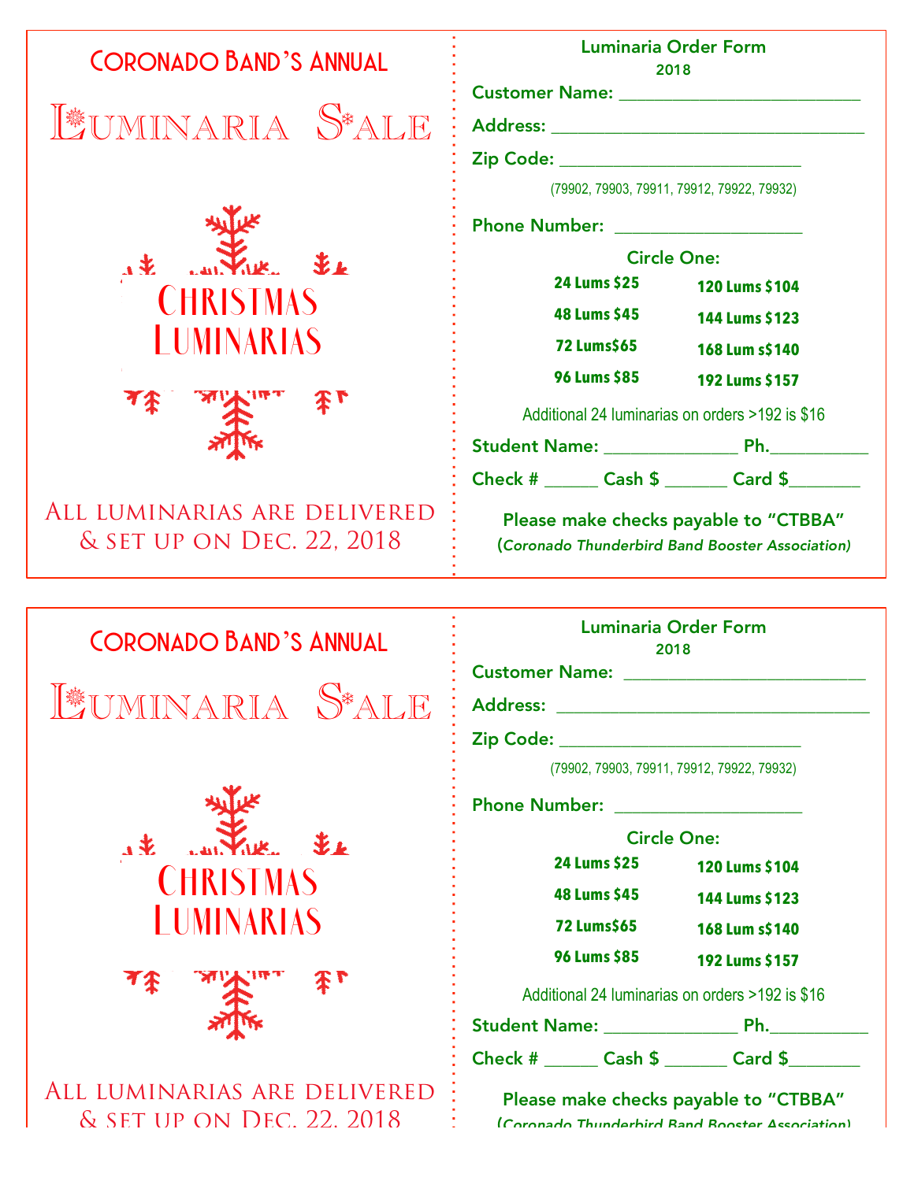# Coronado Band's Annual

# Luminaria Sale

Christmas Luminarias

All luminarias are delivered & set up on Dec. 22, 2018

## Luminaria Order Form

2018

Customer Name: ________________________

Address: ______________________________

Zip Code: _______________________

(79902, 79903, 79911, 79912, 79922, 79932)

Phone Number: __________________

Circle One:

| | |
|---|---|
| **24 Lums $25** | **120 Lums $104** |
| **48 Lums $45** | **144 Lums $123** |
| **72 Lums$65** | **168 Lum s$140** |
| **96 Lums $85** | **192 Lums $157** |

Additional 24 luminarias on orders >192 is $16

Student Name: ____________ Ph.__________

Check # _____ Cash $ ______ Card $_______

Please make checks payable to "CTBBA"

(*Coronado Thunderbird Band Booster Association)*

---

# Coronado Band's Annual

# Luminaria Sale

Christmas Luminarias

All luminarias are delivered & set up on Dec. 22, 2018

## Luminaria Order Form

2018

Customer Name: ________________________

Address: ______________________________

Zip Code: _______________________

(79902, 79903, 79911, 79912, 79922, 79932)

Phone Number: __________________

Circle One:

| | |
|---|---|
| **24 Lums $25** | **120 Lums $104** |
| **48 Lums $45** | **144 Lums $123** |
| **72 Lums$65** | **168 Lum s$140** |
| **96 Lums $85** | **192 Lums $157** |

Additional 24 luminarias on orders >192 is $16

Student Name: ____________ Ph.__________

Check # _____ Cash $ ______ Card $_______

Please make checks payable to "CTBBA"

(*Coronado Thunderbird Band Booster Association)*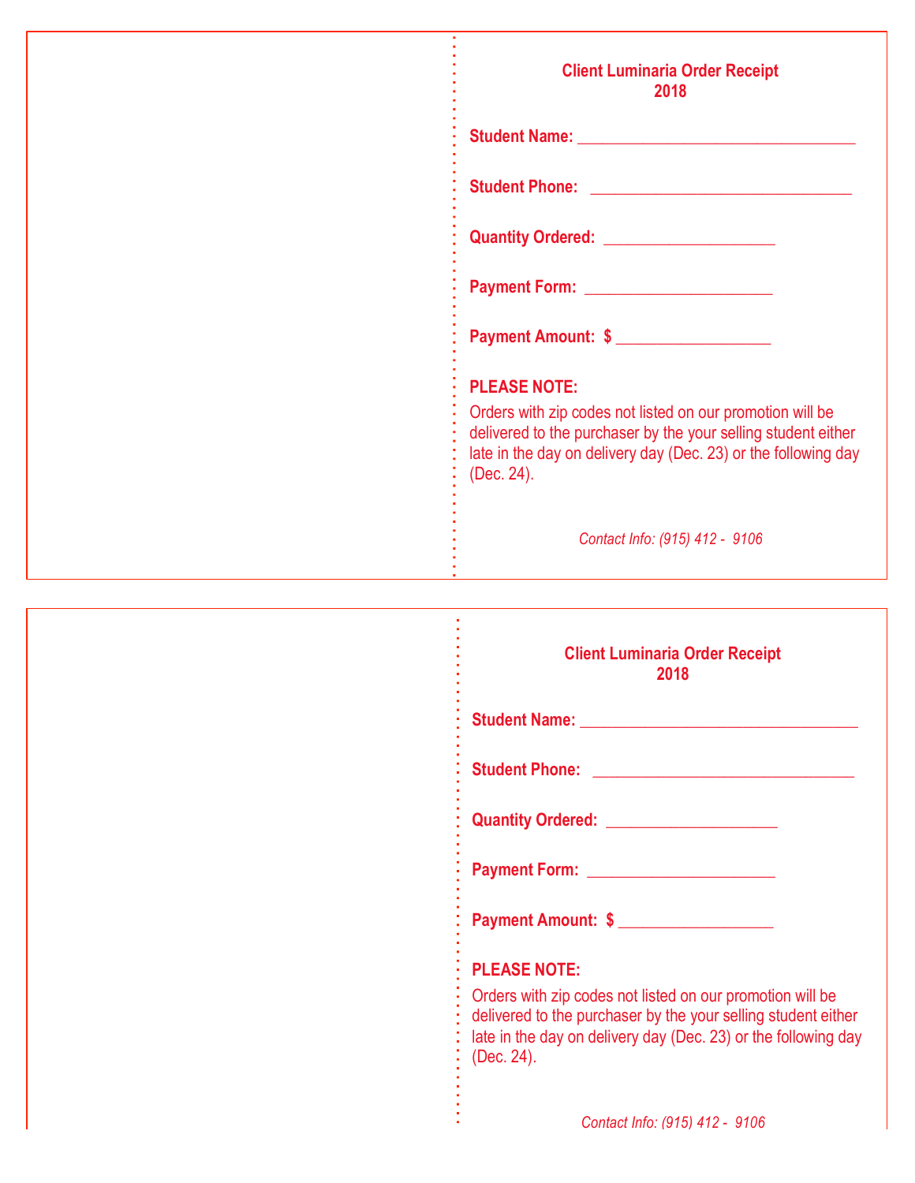## Client Luminaria Order Receipt
## 2018

**Student Name:** ________________________________

**Student Phone:** ______________________________

**Quantity Ordered:** ____________________

**Payment Form:** ______________________

**Payment Amount:** $ __________________

**PLEASE NOTE:**

Orders with zip codes not listed on our promotion will be delivered to the purchaser by the your selling student either late in the day on delivery day (Dec. 23) or the following day (Dec. 24).

*Contact Info: (915) 412 - 9106*

---

## Client Luminaria Order Receipt
## 2018

**Student Name:** ________________________________

**Student Phone:** ______________________________

**Quantity Ordered:** ____________________

**Payment Form:** ______________________

**Payment Amount:** $ __________________

**PLEASE NOTE:**

Orders with zip codes not listed on our promotion will be delivered to the purchaser by the your selling student either late in the day on delivery day (Dec. 23) or the following day (Dec. 24).

*Contact Info: (915) 412 - 9106*